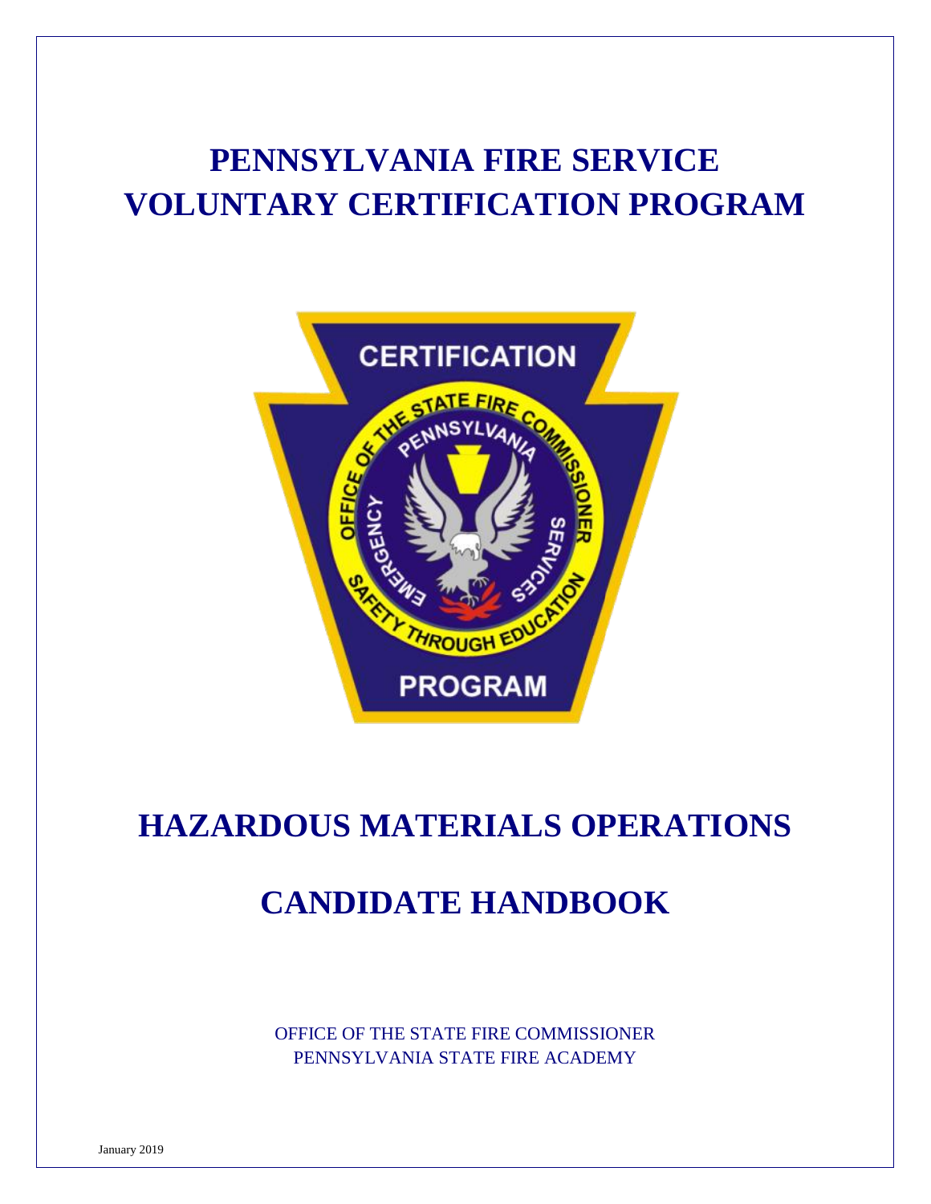# PENNSYLVANIA FIRE SERVICE VOLUNTARY CERTIFICATION PROGRAM

# HAZARDOUS MATERIALS OPERATIONS

# CANDIDATE HANDBOOK

OFFICE OF THE STATE FIRE COMMISSIONER
PENNSYLVANIA STATE FIRE ACADEMY

January 2019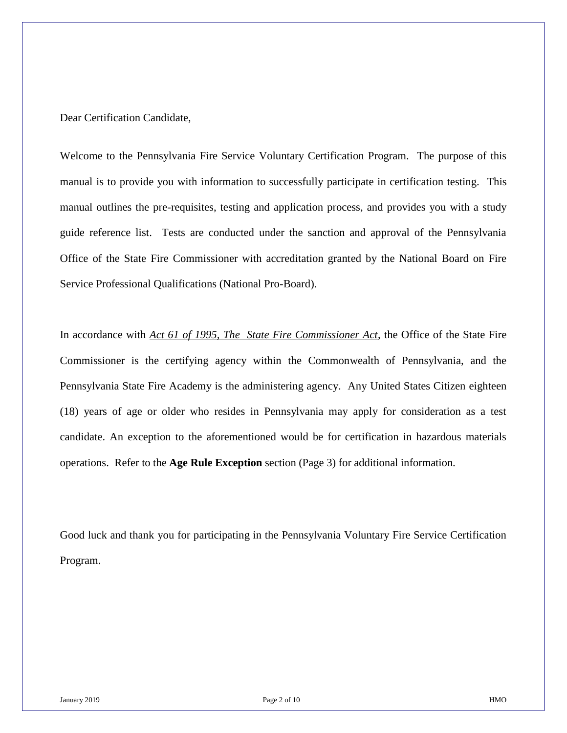Dear Certification Candidate,

Welcome to the Pennsylvania Fire Service Voluntary Certification Program. The purpose of this manual is to provide you with information to successfully participate in certification testing. This manual outlines the pre-requisites, testing and application process, and provides you with a study guide reference list. Tests are conducted under the sanction and approval of the Pennsylvania Office of the State Fire Commissioner with accreditation granted by the National Board on Fire Service Professional Qualifications (National Pro-Board).

In accordance with *Act 61 of 1995, The State Fire Commissioner Act*, the Office of the State Fire Commissioner is the certifying agency within the Commonwealth of Pennsylvania, and the Pennsylvania State Fire Academy is the administering agency. Any United States Citizen eighteen (18) years of age or older who resides in Pennsylvania may apply for consideration as a test candidate. An exception to the aforementioned would be for certification in hazardous materials operations. Refer to the **Age Rule Exception** section (Page 3) for additional information.

Good luck and thank you for participating in the Pennsylvania Voluntary Fire Service Certification Program.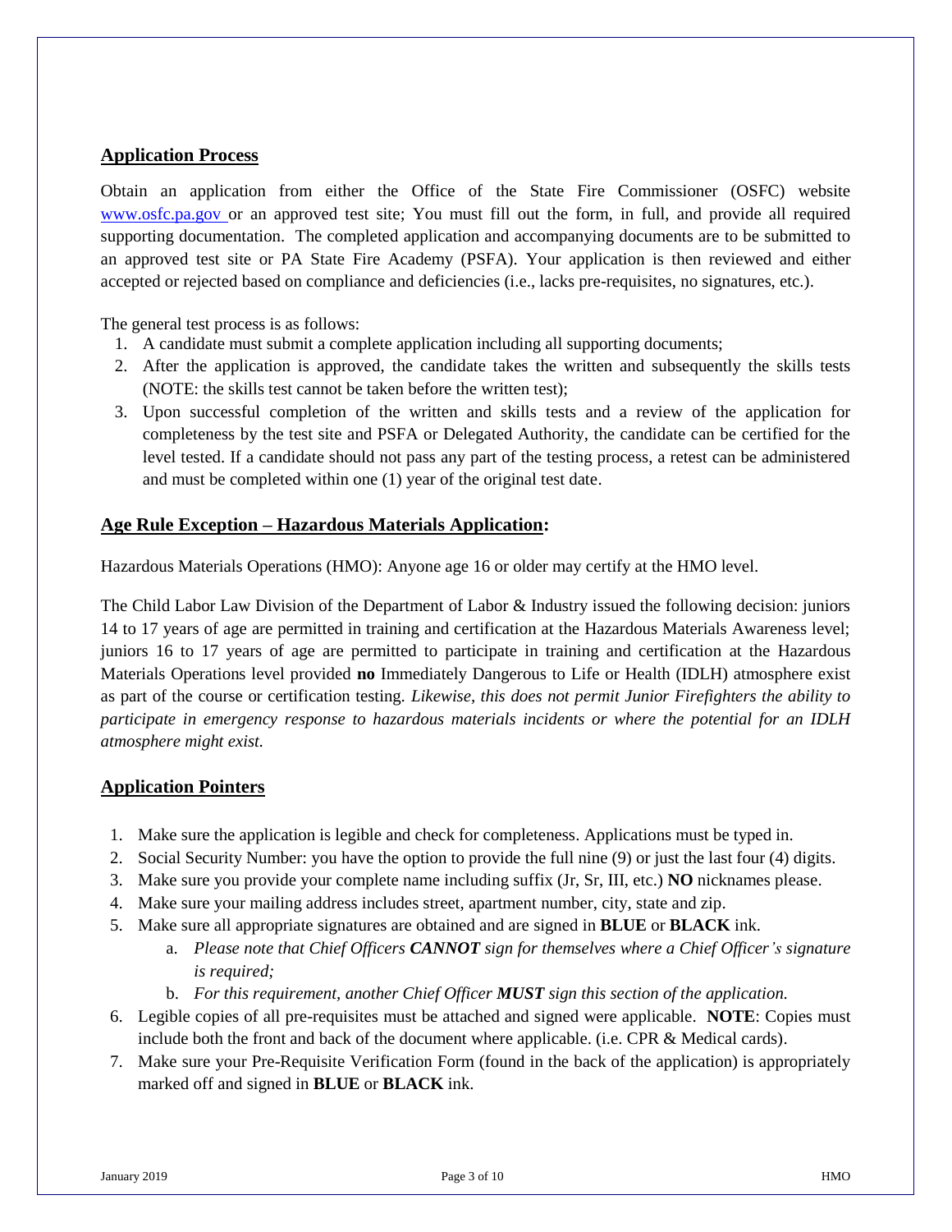## Application Process

Obtain an application from either the Office of the State Fire Commissioner (OSFC) website www.osfc.pa.gov or an approved test site; You must fill out the form, in full, and provide all required supporting documentation. The completed application and accompanying documents are to be submitted to an approved test site or PA State Fire Academy (PSFA). Your application is then reviewed and either accepted or rejected based on compliance and deficiencies (i.e., lacks pre-requisites, no signatures, etc.).

The general test process is as follows:

1. A candidate must submit a complete application including all supporting documents;
2. After the application is approved, the candidate takes the written and subsequently the skills tests (NOTE: the skills test cannot be taken before the written test);
3. Upon successful completion of the written and skills tests and a review of the application for completeness by the test site and PSFA or Delegated Authority, the candidate can be certified for the level tested. If a candidate should not pass any part of the testing process, a retest can be administered and must be completed within one (1) year of the original test date.

## Age Rule Exception – Hazardous Materials Application:

Hazardous Materials Operations (HMO): Anyone age 16 or older may certify at the HMO level.

The Child Labor Law Division of the Department of Labor & Industry issued the following decision: juniors 14 to 17 years of age are permitted in training and certification at the Hazardous Materials Awareness level; juniors 16 to 17 years of age are permitted to participate in training and certification at the Hazardous Materials Operations level provided **no** Immediately Dangerous to Life or Health (IDLH) atmosphere exist as part of the course or certification testing. *Likewise, this does not permit Junior Firefighters the ability to participate in emergency response to hazardous materials incidents or where the potential for an IDLH atmosphere might exist.*

## Application Pointers

1. Make sure the application is legible and check for completeness. Applications must be typed in.
2. Social Security Number: you have the option to provide the full nine (9) or just the last four (4) digits.
3. Make sure you provide your complete name including suffix (Jr, Sr, III, etc.) **NO** nicknames please.
4. Make sure your mailing address includes street, apartment number, city, state and zip.
5. Make sure all appropriate signatures are obtained and are signed in **BLUE** or **BLACK** ink.
   a. *Please note that Chief Officers **CANNOT** sign for themselves where a Chief Officer's signature is required;*
   b. *For this requirement, another Chief Officer **MUST** sign this section of the application.*
6. Legible copies of all pre-requisites must be attached and signed were applicable. **NOTE**: Copies must include both the front and back of the document where applicable. (i.e. CPR & Medical cards).
7. Make sure your Pre-Requisite Verification Form (found in the back of the application) is appropriately marked off and signed in **BLUE** or **BLACK** ink.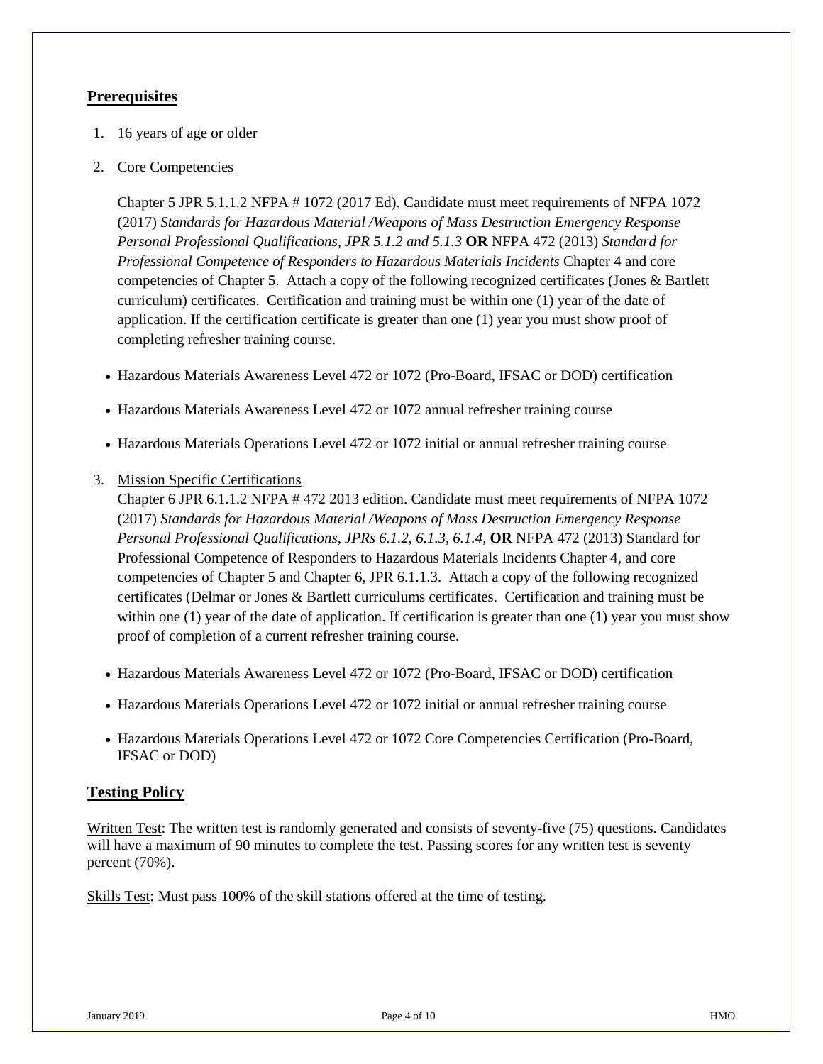## Prerequisites

1. 16 years of age or older

2. Core Competencies

   Chapter 5 JPR 5.1.1.2 NFPA # 1072 (2017 Ed). Candidate must meet requirements of NFPA 1072 (2017) *Standards for Hazardous Material /Weapons of Mass Destruction Emergency Response Personal Professional Qualifications, JPR 5.1.2 and 5.1.3* **OR** NFPA 472 (2013) *Standard for Professional Competence of Responders to Hazardous Materials Incidents* Chapter 4 and core competencies of Chapter 5. Attach a copy of the following recognized certificates (Jones & Bartlett curriculum) certificates. Certification and training must be within one (1) year of the date of application. If the certification certificate is greater than one (1) year you must show proof of completing refresher training course.

   - Hazardous Materials Awareness Level 472 or 1072 (Pro-Board, IFSAC or DOD) certification
   - Hazardous Materials Awareness Level 472 or 1072 annual refresher training course
   - Hazardous Materials Operations Level 472 or 1072 initial or annual refresher training course

3. Mission Specific Certifications

   Chapter 6 JPR 6.1.1.2 NFPA # 472 2013 edition. Candidate must meet requirements of NFPA 1072 (2017) *Standards for Hazardous Material /Weapons of Mass Destruction Emergency Response Personal Professional Qualifications, JPRs 6.1.2, 6.1.3, 6.1.4,* **OR** NFPA 472 (2013) Standard for Professional Competence of Responders to Hazardous Materials Incidents Chapter 4, and core competencies of Chapter 5 and Chapter 6, JPR 6.1.1.3. Attach a copy of the following recognized certificates (Delmar or Jones & Bartlett curriculums certificates. Certification and training must be within one (1) year of the date of application. If certification is greater than one (1) year you must show proof of completion of a current refresher training course.

   - Hazardous Materials Awareness Level 472 or 1072 (Pro-Board, IFSAC or DOD) certification
   - Hazardous Materials Operations Level 472 or 1072 initial or annual refresher training course
   - Hazardous Materials Operations Level 472 or 1072 Core Competencies Certification (Pro-Board, IFSAC or DOD)

## Testing Policy

Written Test: The written test is randomly generated and consists of seventy-five (75) questions. Candidates will have a maximum of 90 minutes to complete the test. Passing scores for any written test is seventy percent (70%).

Skills Test: Must pass 100% of the skill stations offered at the time of testing.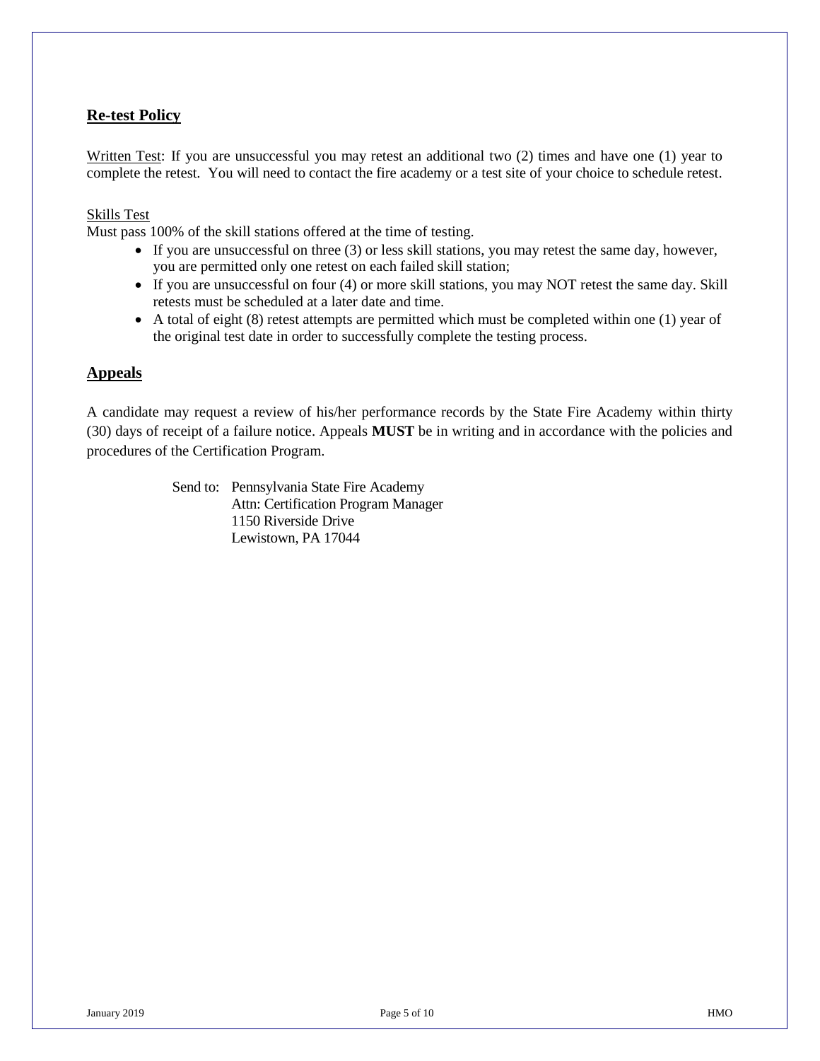## Re-test Policy

Written Test: If you are unsuccessful you may retest an additional two (2) times and have one (1) year to complete the retest. You will need to contact the fire academy or a test site of your choice to schedule retest.

Skills Test

Must pass 100% of the skill stations offered at the time of testing.

- If you are unsuccessful on three (3) or less skill stations, you may retest the same day, however, you are permitted only one retest on each failed skill station;
- If you are unsuccessful on four (4) or more skill stations, you may NOT retest the same day. Skill retests must be scheduled at a later date and time.
- A total of eight (8) retest attempts are permitted which must be completed within one (1) year of the original test date in order to successfully complete the testing process.

## Appeals

A candidate may request a review of his/her performance records by the State Fire Academy within thirty (30) days of receipt of a failure notice. Appeals **MUST** be in writing and in accordance with the policies and procedures of the Certification Program.

Send to: Pennsylvania State Fire Academy
Attn: Certification Program Manager
1150 Riverside Drive
Lewistown, PA 17044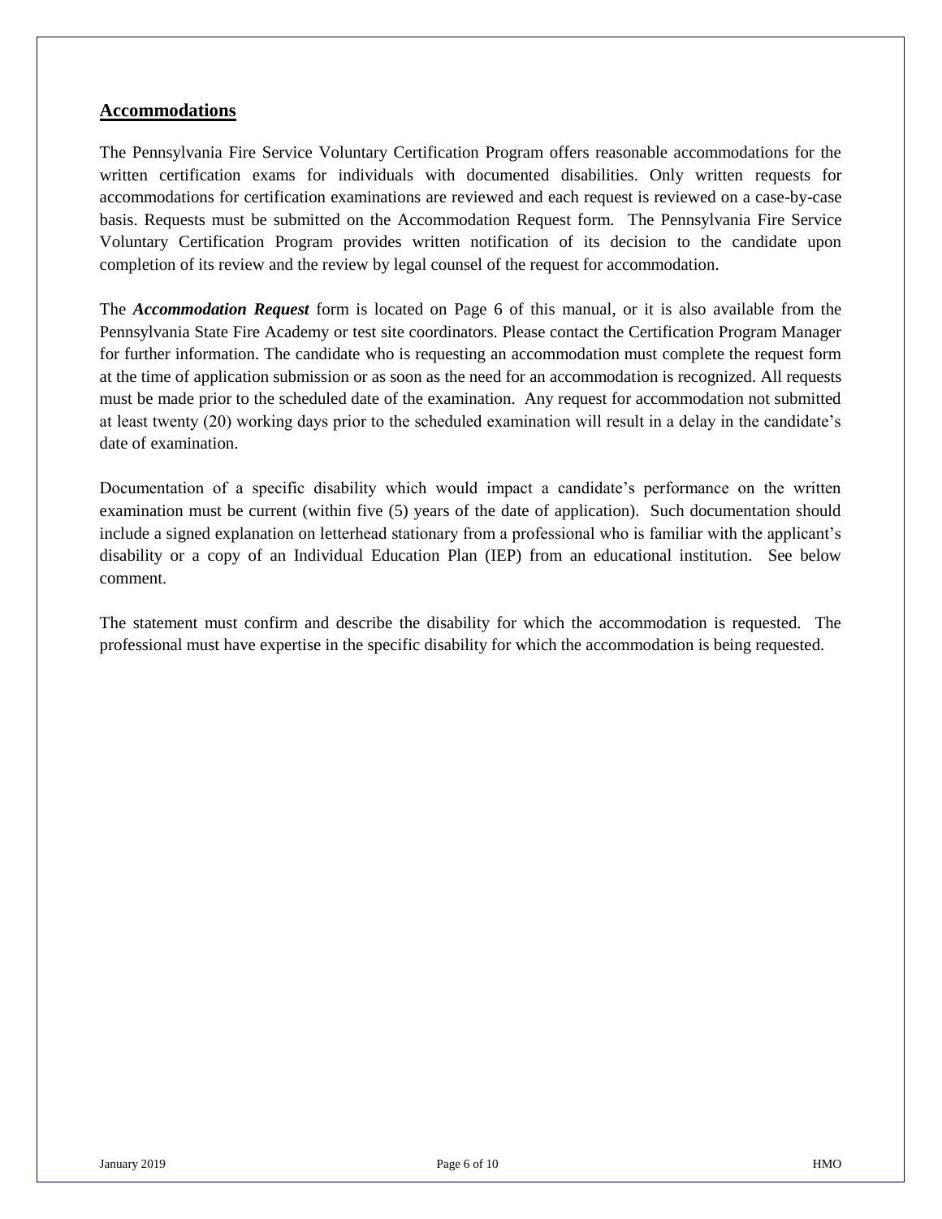## Accommodations

The Pennsylvania Fire Service Voluntary Certification Program offers reasonable accommodations for the written certification exams for individuals with documented disabilities. Only written requests for accommodations for certification examinations are reviewed and each request is reviewed on a case-by-case basis. Requests must be submitted on the Accommodation Request form. The Pennsylvania Fire Service Voluntary Certification Program provides written notification of its decision to the candidate upon completion of its review and the review by legal counsel of the request for accommodation.

The ***Accommodation Request*** form is located on Page 6 of this manual, or it is also available from the Pennsylvania State Fire Academy or test site coordinators. Please contact the Certification Program Manager for further information. The candidate who is requesting an accommodation must complete the request form at the time of application submission or as soon as the need for an accommodation is recognized. All requests must be made prior to the scheduled date of the examination. Any request for accommodation not submitted at least twenty (20) working days prior to the scheduled examination will result in a delay in the candidate's date of examination.

Documentation of a specific disability which would impact a candidate's performance on the written examination must be current (within five (5) years of the date of application). Such documentation should include a signed explanation on letterhead stationary from a professional who is familiar with the applicant's disability or a copy of an Individual Education Plan (IEP) from an educational institution. See below comment.

The statement must confirm and describe the disability for which the accommodation is requested. The professional must have expertise in the specific disability for which the accommodation is being requested.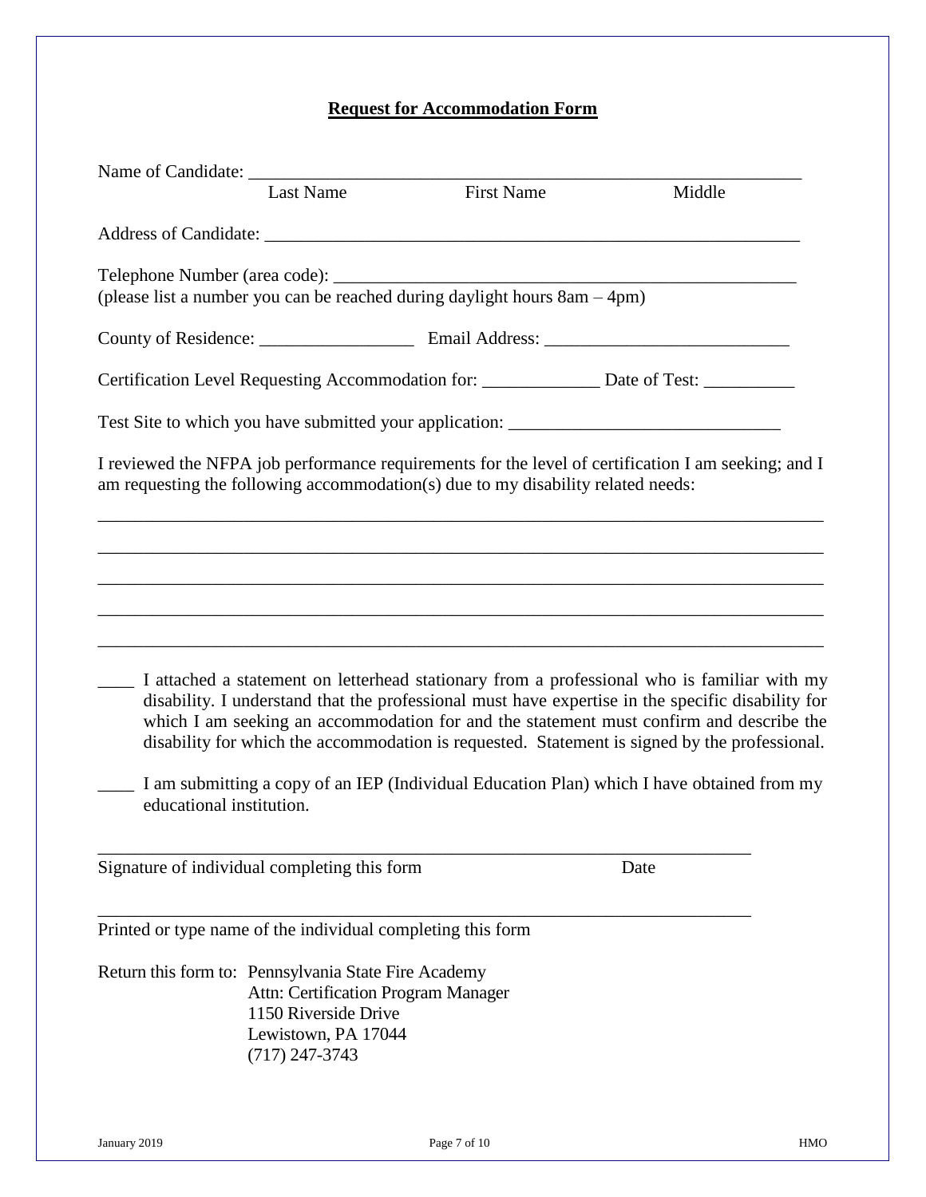# Request for Accommodation Form

Name of Candidate: ______________________________________________________________

Last Name First Name Middle

Address of Candidate: ____________________________________________________________

Telephone Number (area code): _____________________________________________________

(please list a number you can be reached during daylight hours 8am – 4pm)

County of Residence: _________________ Email Address: ___________________________

Certification Level Requesting Accommodation for: _____________ Date of Test: __________

Test Site to which you have submitted your application: ______________________________

I reviewed the NFPA job performance requirements for the level of certification I am seeking; and I am requesting the following accommodation(s) due to my disability related needs:

______________________________________________________________________________

______________________________________________________________________________

______________________________________________________________________________

______________________________________________________________________________

______________________________________________________________________________

____ I attached a statement on letterhead stationary from a professional who is familiar with my disability. I understand that the professional must have expertise in the specific disability for which I am seeking an accommodation for and the statement must confirm and describe the disability for which the accommodation is requested. Statement is signed by the professional.

____ I am submitting a copy of an IEP (Individual Education Plan) which I have obtained from my educational institution.

_________________________________________________________________________

Signature of individual completing this form Date

_________________________________________________________________________

Printed or type name of the individual completing this form

Return this form to: Pennsylvania State Fire Academy
Attn: Certification Program Manager
1150 Riverside Drive
Lewistown, PA 17044
(717) 247-3743

January 2019 HMO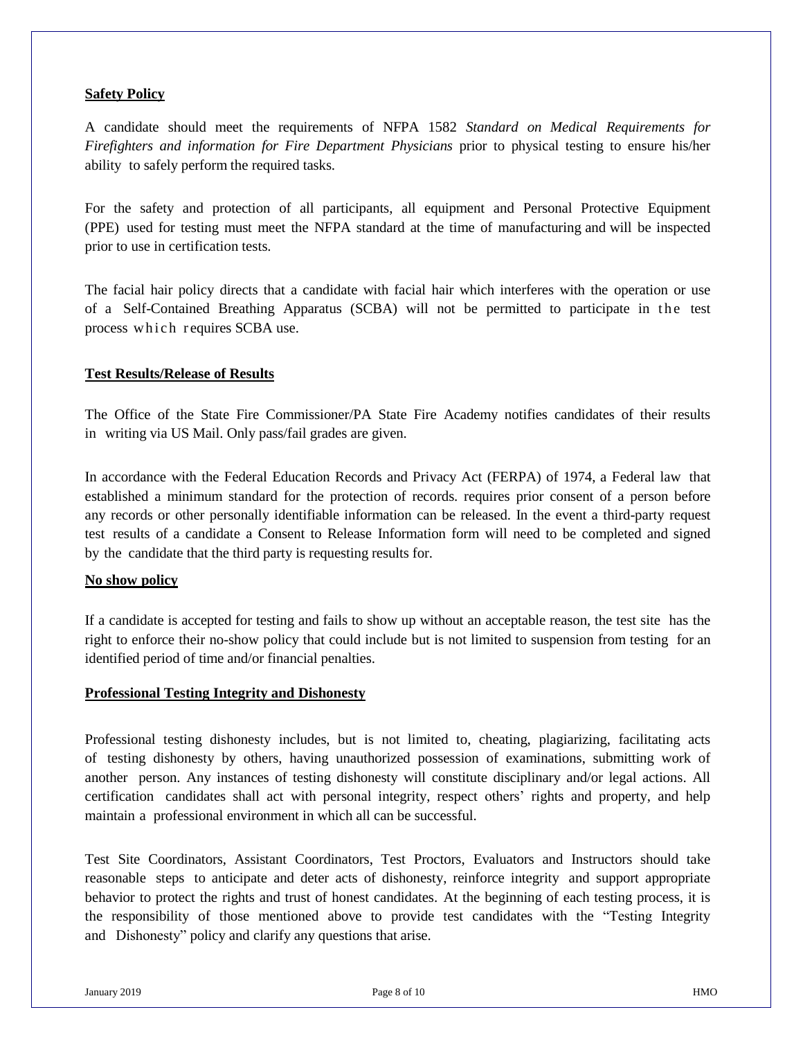**Safety Policy**

A candidate should meet the requirements of NFPA 1582 *Standard on Medical Requirements for Firefighters and information for Fire Department Physicians* prior to physical testing to ensure his/her ability to safely perform the required tasks.

For the safety and protection of all participants, all equipment and Personal Protective Equipment (PPE) used for testing must meet the NFPA standard at the time of manufacturing and will be inspected prior to use in certification tests.

The facial hair policy directs that a candidate with facial hair which interferes with the operation or use of a Self-Contained Breathing Apparatus (SCBA) will not be permitted to participate in the test process which requires SCBA use.

**Test Results/Release of Results**

The Office of the State Fire Commissioner/PA State Fire Academy notifies candidates of their results in writing via US Mail. Only pass/fail grades are given.

In accordance with the Federal Education Records and Privacy Act (FERPA) of 1974, a Federal law that established a minimum standard for the protection of records. requires prior consent of a person before any records or other personally identifiable information can be released. In the event a third-party request test results of a candidate a Consent to Release Information form will need to be completed and signed by the candidate that the third party is requesting results for.

**No show policy**

If a candidate is accepted for testing and fails to show up without an acceptable reason, the test site has the right to enforce their no-show policy that could include but is not limited to suspension from testing for an identified period of time and/or financial penalties.

**Professional Testing Integrity and Dishonesty**

Professional testing dishonesty includes, but is not limited to, cheating, plagiarizing, facilitating acts of testing dishonesty by others, having unauthorized possession of examinations, submitting work of another person. Any instances of testing dishonesty will constitute disciplinary and/or legal actions. All certification candidates shall act with personal integrity, respect others' rights and property, and help maintain a professional environment in which all can be successful.

Test Site Coordinators, Assistant Coordinators, Test Proctors, Evaluators and Instructors should take reasonable steps to anticipate and deter acts of dishonesty, reinforce integrity and support appropriate behavior to protect the rights and trust of honest candidates. At the beginning of each testing process, it is the responsibility of those mentioned above to provide test candidates with the "Testing Integrity and Dishonesty" policy and clarify any questions that arise.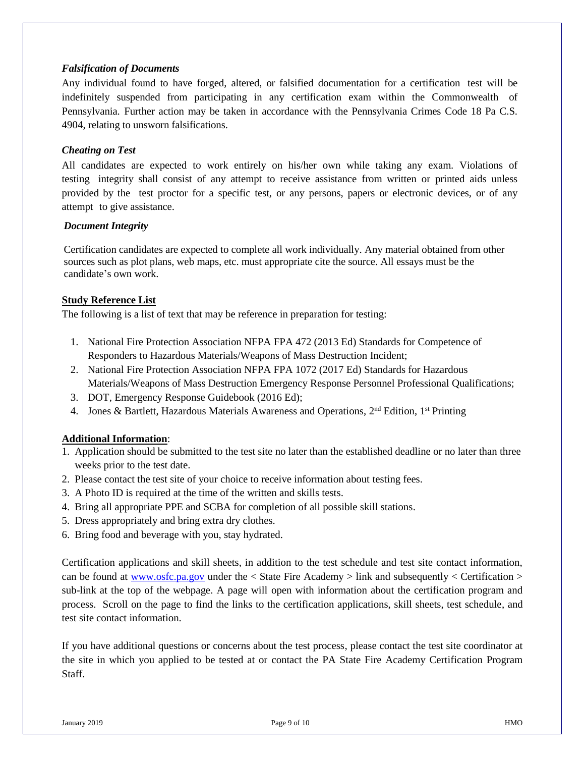***Falsification of Documents***

Any individual found to have forged, altered, or falsified documentation for a certification test will be indefinitely suspended from participating in any certification exam within the Commonwealth of Pennsylvania. Further action may be taken in accordance with the Pennsylvania Crimes Code 18 Pa C.S. 4904, relating to unsworn falsifications.

***Cheating on Test***

All candidates are expected to work entirely on his/her own while taking any exam. Violations of testing integrity shall consist of any attempt to receive assistance from written or printed aids unless provided by the test proctor for a specific test, or any persons, papers or electronic devices, or of any attempt to give assistance.

***Document Integrity***

Certification candidates are expected to complete all work individually. Any material obtained from other sources such as plot plans, web maps, etc. must appropriate cite the source. All essays must be the candidate's own work.

**Study Reference List**

The following is a list of text that may be reference in preparation for testing:

1. National Fire Protection Association NFPA FPA 472 (2013 Ed) Standards for Competence of Responders to Hazardous Materials/Weapons of Mass Destruction Incident;
2. National Fire Protection Association NFPA FPA 1072 (2017 Ed) Standards for Hazardous Materials/Weapons of Mass Destruction Emergency Response Personnel Professional Qualifications;
3. DOT, Emergency Response Guidebook (2016 Ed);
4. Jones & Bartlett, Hazardous Materials Awareness and Operations, 2nd Edition, 1st Printing

**Additional Information**:

1. Application should be submitted to the test site no later than the established deadline or no later than three weeks prior to the test date.
2. Please contact the test site of your choice to receive information about testing fees.
3. A Photo ID is required at the time of the written and skills tests.
4. Bring all appropriate PPE and SCBA for completion of all possible skill stations.
5. Dress appropriately and bring extra dry clothes.
6. Bring food and beverage with you, stay hydrated.

Certification applications and skill sheets, in addition to the test schedule and test site contact information, can be found at www.osfc.pa.gov under the < State Fire Academy > link and subsequently < Certification > sub-link at the top of the webpage. A page will open with information about the certification program and process. Scroll on the page to find the links to the certification applications, skill sheets, test schedule, and test site contact information.

If you have additional questions or concerns about the test process, please contact the test site coordinator at the site in which you applied to be tested at or contact the PA State Fire Academy Certification Program Staff.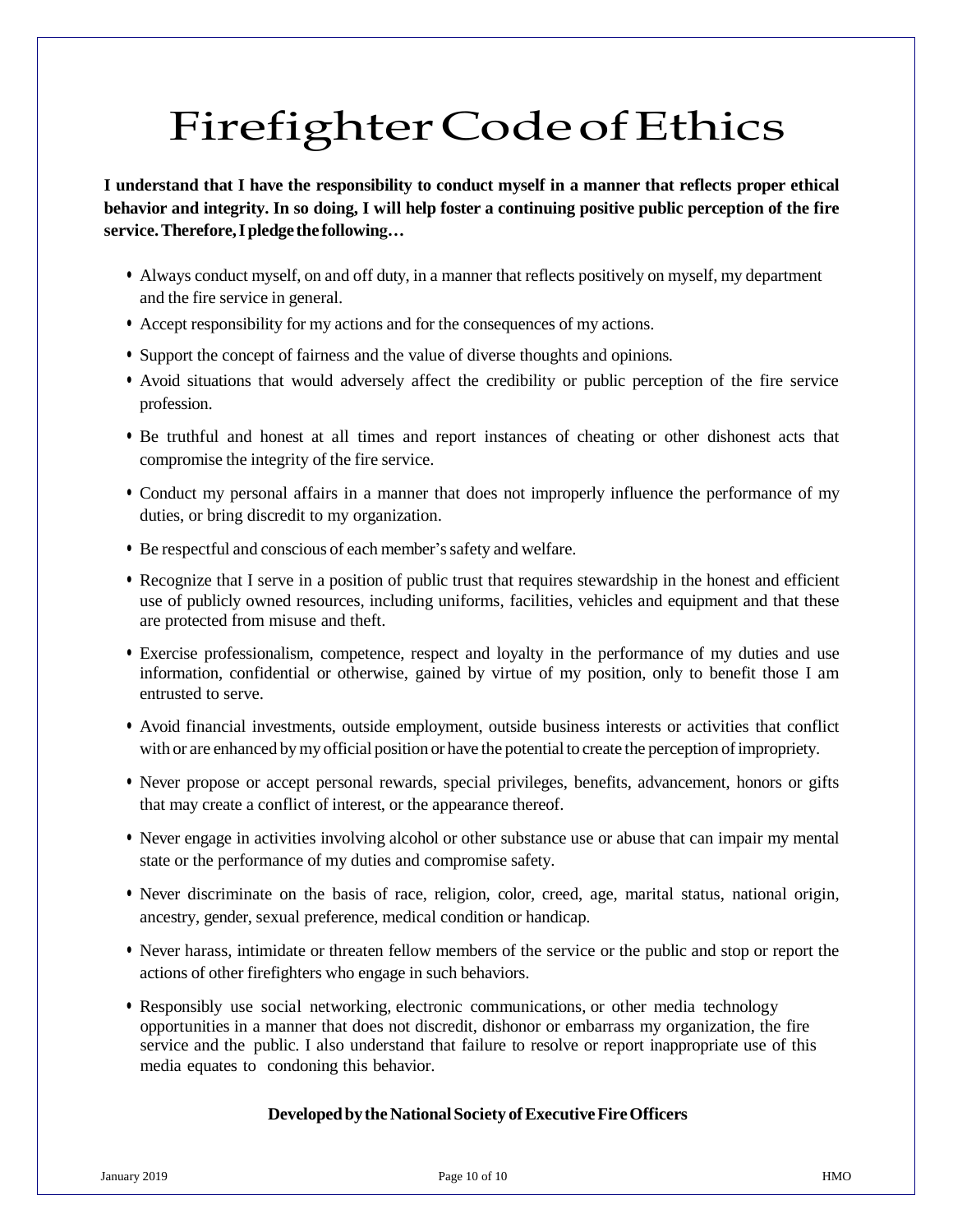# Firefighter Code of Ethics

**I understand that I have the responsibility to conduct myself in a manner that reflects proper ethical behavior and integrity. In so doing, I will help foster a continuing positive public perception of the fire service. Therefore, I pledge the following…**

- Always conduct myself, on and off duty, in a manner that reflects positively on myself, my department and the fire service in general.
- Accept responsibility for my actions and for the consequences of my actions.
- Support the concept of fairness and the value of diverse thoughts and opinions.
- Avoid situations that would adversely affect the credibility or public perception of the fire service profession.
- Be truthful and honest at all times and report instances of cheating or other dishonest acts that compromise the integrity of the fire service.
- Conduct my personal affairs in a manner that does not improperly influence the performance of my duties, or bring discredit to my organization.
- Be respectful and conscious of each member's safety and welfare.
- Recognize that I serve in a position of public trust that requires stewardship in the honest and efficient use of publicly owned resources, including uniforms, facilities, vehicles and equipment and that these are protected from misuse and theft.
- Exercise professionalism, competence, respect and loyalty in the performance of my duties and use information, confidential or otherwise, gained by virtue of my position, only to benefit those I am entrusted to serve.
- Avoid financial investments, outside employment, outside business interests or activities that conflict with or are enhanced by my official position or have the potential to create the perception of impropriety.
- Never propose or accept personal rewards, special privileges, benefits, advancement, honors or gifts that may create a conflict of interest, or the appearance thereof.
- Never engage in activities involving alcohol or other substance use or abuse that can impair my mental state or the performance of my duties and compromise safety.
- Never discriminate on the basis of race, religion, color, creed, age, marital status, national origin, ancestry, gender, sexual preference, medical condition or handicap.
- Never harass, intimidate or threaten fellow members of the service or the public and stop or report the actions of other firefighters who engage in such behaviors.
- Responsibly use social networking, electronic communications, or other media technology opportunities in a manner that does not discredit, dishonor or embarrass my organization, the fire service and the public. I also understand that failure to resolve or report inappropriate use of this media equates to condoning this behavior.

**Developed by the National Society of Executive Fire Officers**